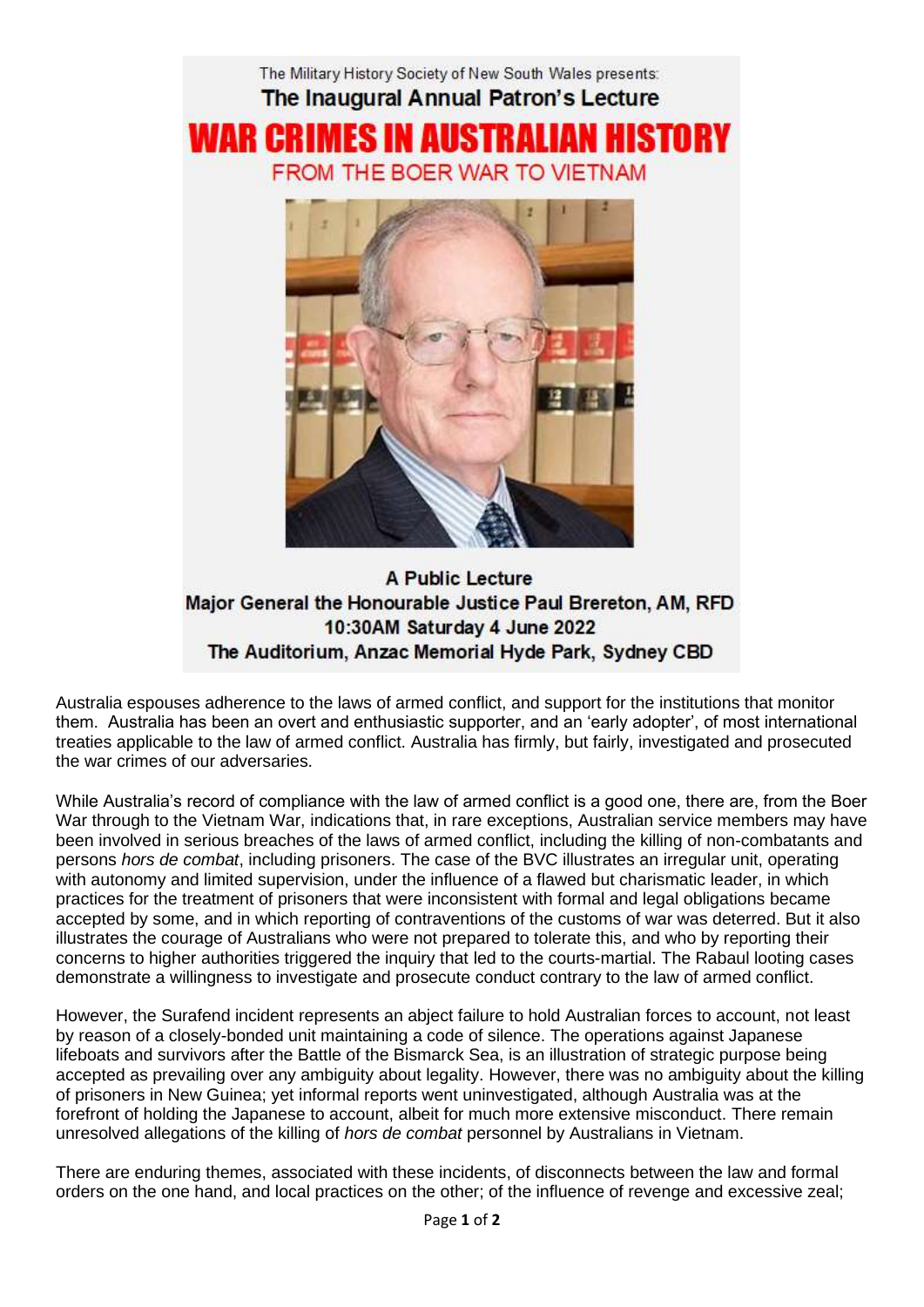The Military History Society of New South Wales presents:

**The Inaugural Annual Patron's Lecture**

# WAR CRIMES IN AUSTRALIAN HISTORY

## FROM THE BOER WAR TO VIETNAM

**A Public Lecture**
**Major General the Honourable Justice Paul Brereton, AM, RFD**
**10:30AM Saturday 4 June 2022**
**The Auditorium, Anzac Memorial Hyde Park, Sydney CBD**

Australia espouses adherence to the laws of armed conflict, and support for the institutions that monitor them. Australia has been an overt and enthusiastic supporter, and an 'early adopter', of most international treaties applicable to the law of armed conflict. Australia has firmly, but fairly, investigated and prosecuted the war crimes of our adversaries.

While Australia's record of compliance with the law of armed conflict is a good one, there are, from the Boer War through to the Vietnam War, indications that, in rare exceptions, Australian service members may have been involved in serious breaches of the laws of armed conflict, including the killing of non-combatants and persons *hors de combat*, including prisoners. The case of the BVC illustrates an irregular unit, operating with autonomy and limited supervision, under the influence of a flawed but charismatic leader, in which practices for the treatment of prisoners that were inconsistent with formal and legal obligations became accepted by some, and in which reporting of contraventions of the customs of war was deterred. But it also illustrates the courage of Australians who were not prepared to tolerate this, and who by reporting their concerns to higher authorities triggered the inquiry that led to the courts-martial. The Rabaul looting cases demonstrate a willingness to investigate and prosecute conduct contrary to the law of armed conflict.

However, the Surafend incident represents an abject failure to hold Australian forces to account, not least by reason of a closely-bonded unit maintaining a code of silence. The operations against Japanese lifeboats and survivors after the Battle of the Bismarck Sea, is an illustration of strategic purpose being accepted as prevailing over any ambiguity about legality. However, there was no ambiguity about the killing of prisoners in New Guinea; yet informal reports went uninvestigated, although Australia was at the forefront of holding the Japanese to account, albeit for much more extensive misconduct. There remain unresolved allegations of the killing of *hors de combat* personnel by Australians in Vietnam.

There are enduring themes, associated with these incidents, of disconnects between the law and formal orders on the one hand, and local practices on the other; of the influence of revenge and excessive zeal;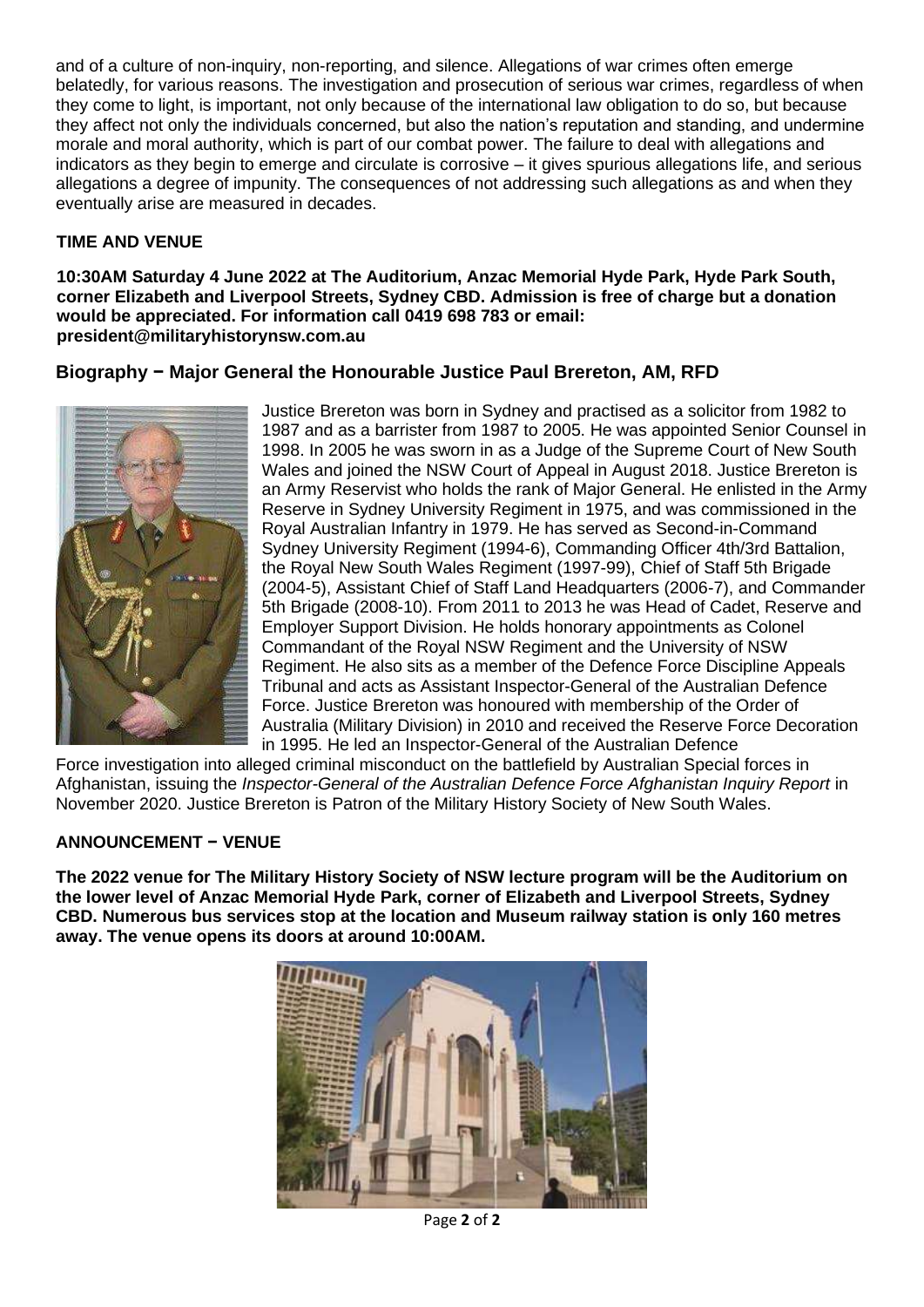and of a culture of non-inquiry, non-reporting, and silence. Allegations of war crimes often emerge belatedly, for various reasons. The investigation and prosecution of serious war crimes, regardless of when they come to light, is important, not only because of the international law obligation to do so, but because they affect not only the individuals concerned, but also the nation's reputation and standing, and undermine morale and moral authority, which is part of our combat power. The failure to deal with allegations and indicators as they begin to emerge and circulate is corrosive – it gives spurious allegations life, and serious allegations a degree of impunity. The consequences of not addressing such allegations as and when they eventually arise are measured in decades.

## TIME AND VENUE

**10:30AM Saturday 4 June 2022 at The Auditorium, Anzac Memorial Hyde Park, Hyde Park South, corner Elizabeth and Liverpool Streets, Sydney CBD. Admission is free of charge but a donation would be appreciated. For information call 0419 698 783 or email: president@militaryhistorynsw.com.au**

## Biography − Major General the Honourable Justice Paul Brereton, AM, RFD

Justice Brereton was born in Sydney and practised as a solicitor from 1982 to 1987 and as a barrister from 1987 to 2005. He was appointed Senior Counsel in 1998. In 2005 he was sworn in as a Judge of the Supreme Court of New South Wales and joined the NSW Court of Appeal in August 2018. Justice Brereton is an Army Reservist who holds the rank of Major General. He enlisted in the Army Reserve in Sydney University Regiment in 1975, and was commissioned in the Royal Australian Infantry in 1979. He has served as Second-in-Command Sydney University Regiment (1994-6), Commanding Officer 4th/3rd Battalion, the Royal New South Wales Regiment (1997-99), Chief of Staff 5th Brigade (2004-5), Assistant Chief of Staff Land Headquarters (2006-7), and Commander 5th Brigade (2008-10). From 2011 to 2013 he was Head of Cadet, Reserve and Employer Support Division. He holds honorary appointments as Colonel Commandant of the Royal NSW Regiment and the University of NSW Regiment. He also sits as a member of the Defence Force Discipline Appeals Tribunal and acts as Assistant Inspector-General of the Australian Defence Force. Justice Brereton was honoured with membership of the Order of Australia (Military Division) in 2010 and received the Reserve Force Decoration in 1995. He led an Inspector-General of the Australian Defence Force investigation into alleged criminal misconduct on the battlefield by Australian Special forces in Afghanistan, issuing the *Inspector-General of the Australian Defence Force Afghanistan Inquiry Report* in November 2020. Justice Brereton is Patron of the Military History Society of New South Wales.

## ANNOUNCEMENT − VENUE

**The 2022 venue for The Military History Society of NSW lecture program will be the Auditorium on the lower level of Anzac Memorial Hyde Park, corner of Elizabeth and Liverpool Streets, Sydney CBD. Numerous bus services stop at the location and Museum railway station is only 160 metres away. The venue opens its doors at around 10:00AM.**